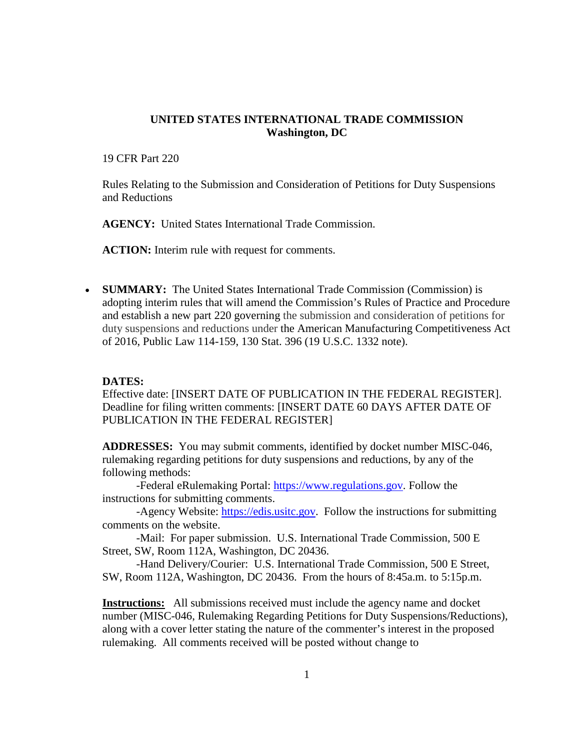**UNITED STATES INTERNATIONAL TRADE COMMISSION**
**Washington, DC**

19 CFR Part 220

Rules Relating to the Submission and Consideration of Petitions for Duty Suspensions and Reductions

**AGENCY:** United States International Trade Commission.

**ACTION:** Interim rule with request for comments.

- **SUMMARY:** The United States International Trade Commission (Commission) is adopting interim rules that will amend the Commission's Rules of Practice and Procedure and establish a new part 220 governing the submission and consideration of petitions for duty suspensions and reductions under the American Manufacturing Competitiveness Act of 2016, Public Law 114-159, 130 Stat. 396 (19 U.S.C. 1332 note).

**DATES:**
Effective date: [INSERT DATE OF PUBLICATION IN THE FEDERAL REGISTER].
Deadline for filing written comments: [INSERT DATE 60 DAYS AFTER DATE OF PUBLICATION IN THE FEDERAL REGISTER]

**ADDRESSES:** You may submit comments, identified by docket number MISC-046, rulemaking regarding petitions for duty suspensions and reductions, by any of the following methods:

-Federal eRulemaking Portal: https://www.regulations.gov. Follow the instructions for submitting comments.

-Agency Website: https://edis.usitc.gov. Follow the instructions for submitting comments on the website.

-Mail: For paper submission. U.S. International Trade Commission, 500 E Street, SW, Room 112A, Washington, DC 20436.

-Hand Delivery/Courier: U.S. International Trade Commission, 500 E Street, SW, Room 112A, Washington, DC 20436. From the hours of 8:45a.m. to 5:15p.m.

**Instructions:** All submissions received must include the agency name and docket number (MISC-046, Rulemaking Regarding Petitions for Duty Suspensions/Reductions), along with a cover letter stating the nature of the commenter's interest in the proposed rulemaking. All comments received will be posted without change to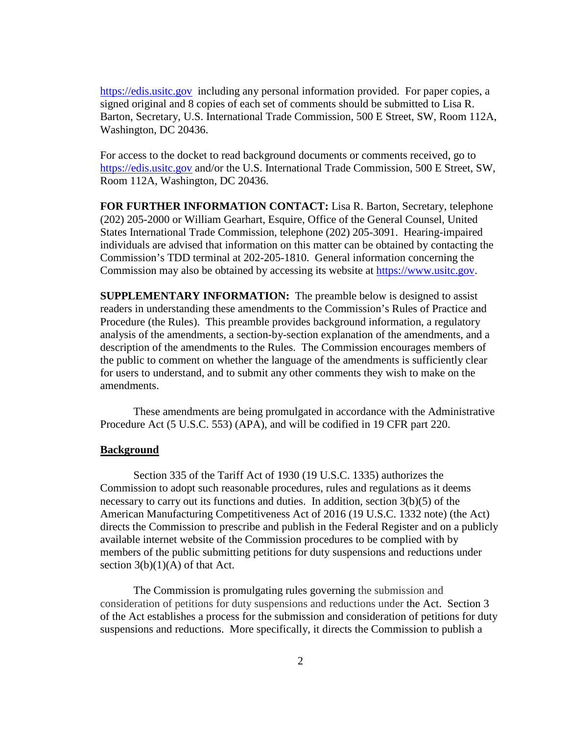https://edis.usitc.gov including any personal information provided. For paper copies, a signed original and 8 copies of each set of comments should be submitted to Lisa R. Barton, Secretary, U.S. International Trade Commission, 500 E Street, SW, Room 112A, Washington, DC 20436.

For access to the docket to read background documents or comments received, go to https://edis.usitc.gov and/or the U.S. International Trade Commission, 500 E Street, SW, Room 112A, Washington, DC 20436.

**FOR FURTHER INFORMATION CONTACT:** Lisa R. Barton, Secretary, telephone (202) 205-2000 or William Gearhart, Esquire, Office of the General Counsel, United States International Trade Commission, telephone (202) 205-3091. Hearing-impaired individuals are advised that information on this matter can be obtained by contacting the Commission's TDD terminal at 202-205-1810. General information concerning the Commission may also be obtained by accessing its website at https://www.usitc.gov.

**SUPPLEMENTARY INFORMATION:** The preamble below is designed to assist readers in understanding these amendments to the Commission's Rules of Practice and Procedure (the Rules). This preamble provides background information, a regulatory analysis of the amendments, a section-by-section explanation of the amendments, and a description of the amendments to the Rules. The Commission encourages members of the public to comment on whether the language of the amendments is sufficiently clear for users to understand, and to submit any other comments they wish to make on the amendments.

These amendments are being promulgated in accordance with the Administrative Procedure Act (5 U.S.C. 553) (APA), and will be codified in 19 CFR part 220.

**Background**

Section 335 of the Tariff Act of 1930 (19 U.S.C. 1335) authorizes the Commission to adopt such reasonable procedures, rules and regulations as it deems necessary to carry out its functions and duties. In addition, section 3(b)(5) of the American Manufacturing Competitiveness Act of 2016 (19 U.S.C. 1332 note) (the Act) directs the Commission to prescribe and publish in the Federal Register and on a publicly available internet website of the Commission procedures to be complied with by members of the public submitting petitions for duty suspensions and reductions under section 3(b)(1)(A) of that Act.

The Commission is promulgating rules governing the submission and consideration of petitions for duty suspensions and reductions under the Act. Section 3 of the Act establishes a process for the submission and consideration of petitions for duty suspensions and reductions. More specifically, it directs the Commission to publish a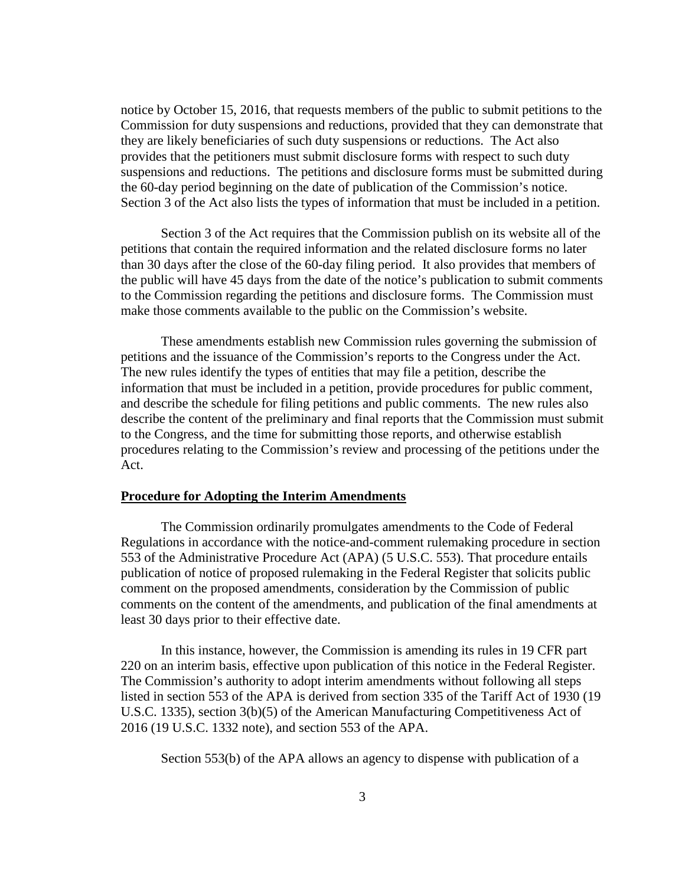notice by October 15, 2016, that requests members of the public to submit petitions to the Commission for duty suspensions and reductions, provided that they can demonstrate that they are likely beneficiaries of such duty suspensions or reductions. The Act also provides that the petitioners must submit disclosure forms with respect to such duty suspensions and reductions. The petitions and disclosure forms must be submitted during the 60-day period beginning on the date of publication of the Commission's notice. Section 3 of the Act also lists the types of information that must be included in a petition.

Section 3 of the Act requires that the Commission publish on its website all of the petitions that contain the required information and the related disclosure forms no later than 30 days after the close of the 60-day filing period. It also provides that members of the public will have 45 days from the date of the notice's publication to submit comments to the Commission regarding the petitions and disclosure forms. The Commission must make those comments available to the public on the Commission's website.

These amendments establish new Commission rules governing the submission of petitions and the issuance of the Commission's reports to the Congress under the Act. The new rules identify the types of entities that may file a petition, describe the information that must be included in a petition, provide procedures for public comment, and describe the schedule for filing petitions and public comments. The new rules also describe the content of the preliminary and final reports that the Commission must submit to the Congress, and the time for submitting those reports, and otherwise establish procedures relating to the Commission's review and processing of the petitions under the Act.

## Procedure for Adopting the Interim Amendments

The Commission ordinarily promulgates amendments to the Code of Federal Regulations in accordance with the notice-and-comment rulemaking procedure in section 553 of the Administrative Procedure Act (APA) (5 U.S.C. 553). That procedure entails publication of notice of proposed rulemaking in the Federal Register that solicits public comment on the proposed amendments, consideration by the Commission of public comments on the content of the amendments, and publication of the final amendments at least 30 days prior to their effective date.

In this instance, however, the Commission is amending its rules in 19 CFR part 220 on an interim basis, effective upon publication of this notice in the Federal Register. The Commission's authority to adopt interim amendments without following all steps listed in section 553 of the APA is derived from section 335 of the Tariff Act of 1930 (19 U.S.C. 1335), section 3(b)(5) of the American Manufacturing Competitiveness Act of 2016 (19 U.S.C. 1332 note), and section 553 of the APA.

Section 553(b) of the APA allows an agency to dispense with publication of a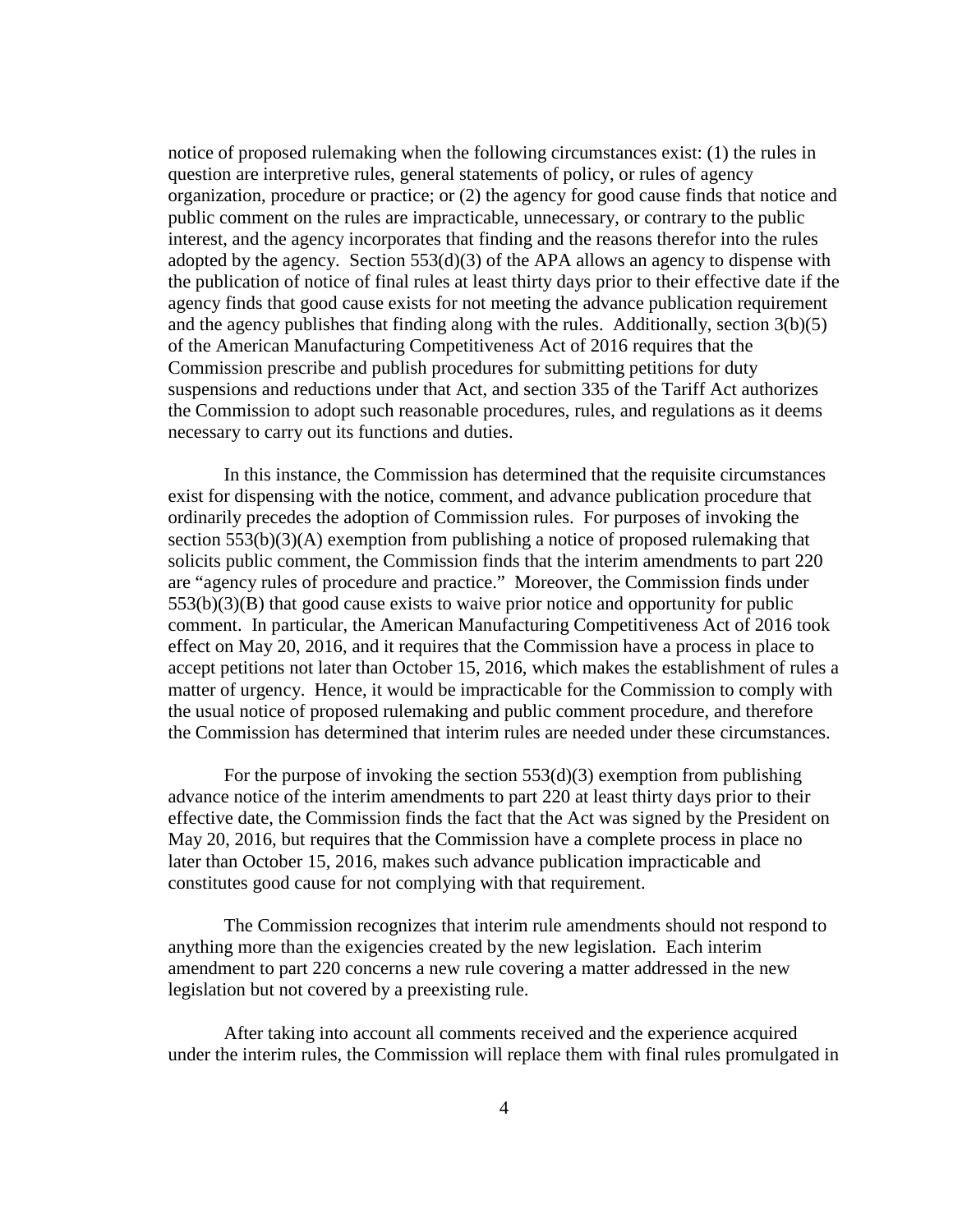notice of proposed rulemaking when the following circumstances exist: (1) the rules in question are interpretive rules, general statements of policy, or rules of agency organization, procedure or practice; or (2) the agency for good cause finds that notice and public comment on the rules are impracticable, unnecessary, or contrary to the public interest, and the agency incorporates that finding and the reasons therefor into the rules adopted by the agency. Section 553(d)(3) of the APA allows an agency to dispense with the publication of notice of final rules at least thirty days prior to their effective date if the agency finds that good cause exists for not meeting the advance publication requirement and the agency publishes that finding along with the rules. Additionally, section 3(b)(5) of the American Manufacturing Competitiveness Act of 2016 requires that the Commission prescribe and publish procedures for submitting petitions for duty suspensions and reductions under that Act, and section 335 of the Tariff Act authorizes the Commission to adopt such reasonable procedures, rules, and regulations as it deems necessary to carry out its functions and duties.

In this instance, the Commission has determined that the requisite circumstances exist for dispensing with the notice, comment, and advance publication procedure that ordinarily precedes the adoption of Commission rules. For purposes of invoking the section 553(b)(3)(A) exemption from publishing a notice of proposed rulemaking that solicits public comment, the Commission finds that the interim amendments to part 220 are "agency rules of procedure and practice." Moreover, the Commission finds under 553(b)(3)(B) that good cause exists to waive prior notice and opportunity for public comment. In particular, the American Manufacturing Competitiveness Act of 2016 took effect on May 20, 2016, and it requires that the Commission have a process in place to accept petitions not later than October 15, 2016, which makes the establishment of rules a matter of urgency. Hence, it would be impracticable for the Commission to comply with the usual notice of proposed rulemaking and public comment procedure, and therefore the Commission has determined that interim rules are needed under these circumstances.

For the purpose of invoking the section 553(d)(3) exemption from publishing advance notice of the interim amendments to part 220 at least thirty days prior to their effective date, the Commission finds the fact that the Act was signed by the President on May 20, 2016, but requires that the Commission have a complete process in place no later than October 15, 2016, makes such advance publication impracticable and constitutes good cause for not complying with that requirement.

The Commission recognizes that interim rule amendments should not respond to anything more than the exigencies created by the new legislation. Each interim amendment to part 220 concerns a new rule covering a matter addressed in the new legislation but not covered by a preexisting rule.

After taking into account all comments received and the experience acquired under the interim rules, the Commission will replace them with final rules promulgated in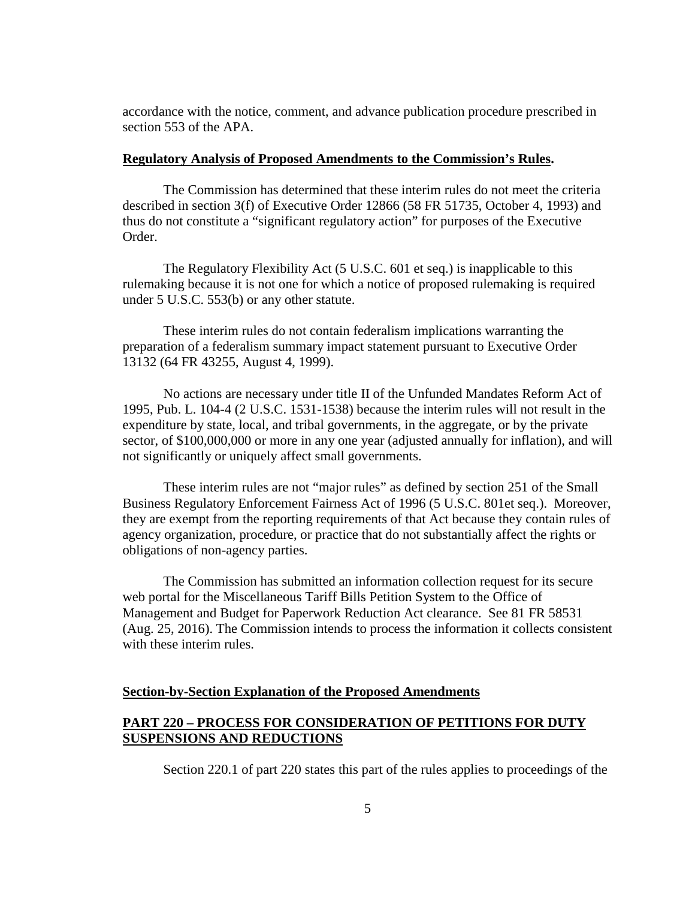accordance with the notice, comment, and advance publication procedure prescribed in section 553 of the APA.

**Regulatory Analysis of Proposed Amendments to the Commission's Rules.**

The Commission has determined that these interim rules do not meet the criteria described in section 3(f) of Executive Order 12866 (58 FR 51735, October 4, 1993) and thus do not constitute a "significant regulatory action" for purposes of the Executive Order.

The Regulatory Flexibility Act (5 U.S.C. 601 et seq.) is inapplicable to this rulemaking because it is not one for which a notice of proposed rulemaking is required under 5 U.S.C. 553(b) or any other statute.

These interim rules do not contain federalism implications warranting the preparation of a federalism summary impact statement pursuant to Executive Order 13132 (64 FR 43255, August 4, 1999).

No actions are necessary under title II of the Unfunded Mandates Reform Act of 1995, Pub. L. 104-4 (2 U.S.C. 1531-1538) because the interim rules will not result in the expenditure by state, local, and tribal governments, in the aggregate, or by the private sector, of $100,000,000 or more in any one year (adjusted annually for inflation), and will not significantly or uniquely affect small governments.

These interim rules are not "major rules" as defined by section 251 of the Small Business Regulatory Enforcement Fairness Act of 1996 (5 U.S.C. 801et seq.). Moreover, they are exempt from the reporting requirements of that Act because they contain rules of agency organization, procedure, or practice that do not substantially affect the rights or obligations of non-agency parties.

The Commission has submitted an information collection request for its secure web portal for the Miscellaneous Tariff Bills Petition System to the Office of Management and Budget for Paperwork Reduction Act clearance. See 81 FR 58531 (Aug. 25, 2016). The Commission intends to process the information it collects consistent with these interim rules.

**Section-by-Section Explanation of the Proposed Amendments**

**PART 220 – PROCESS FOR CONSIDERATION OF PETITIONS FOR DUTY SUSPENSIONS AND REDUCTIONS**

Section 220.1 of part 220 states this part of the rules applies to proceedings of the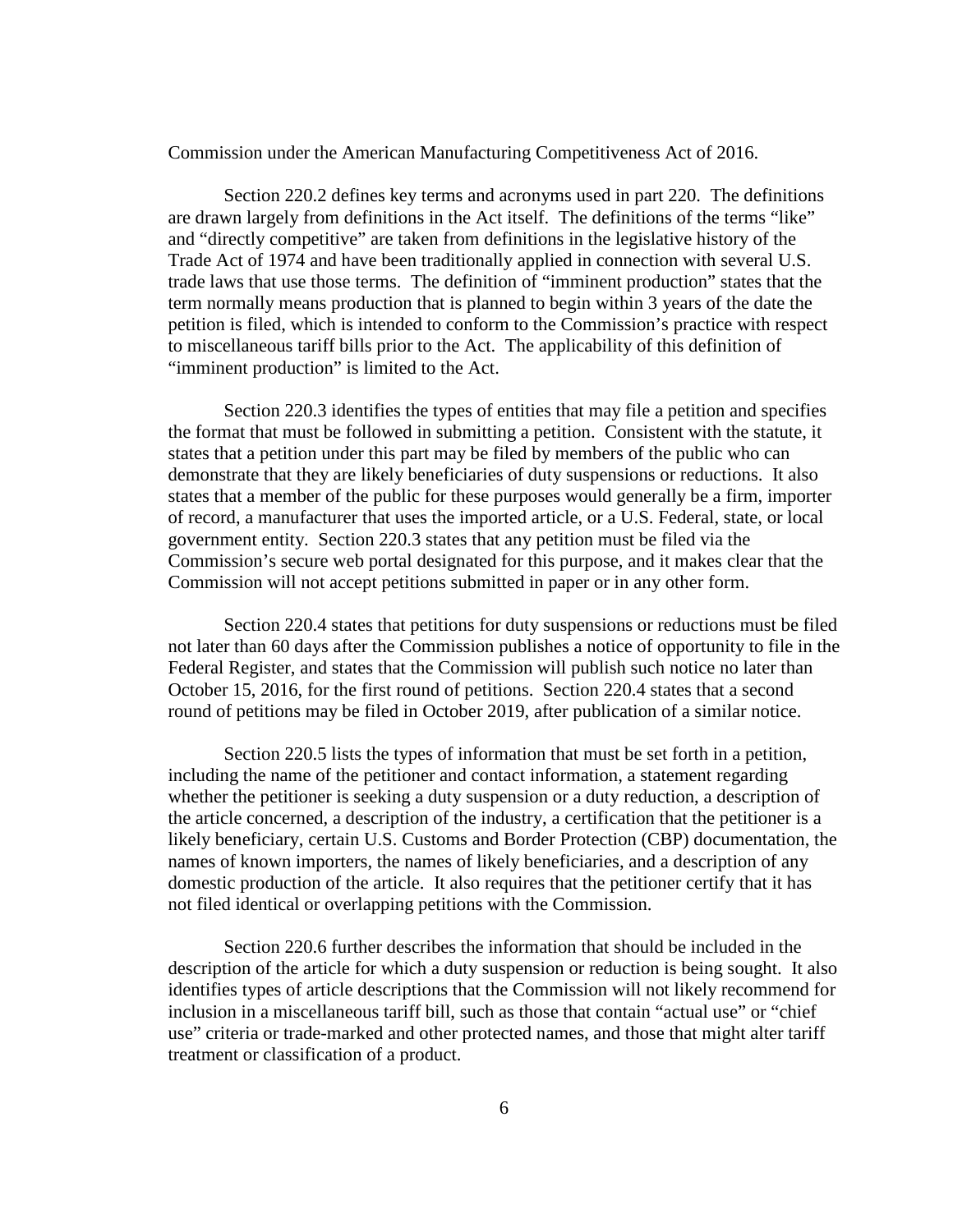Commission under the American Manufacturing Competitiveness Act of 2016.

Section 220.2 defines key terms and acronyms used in part 220. The definitions are drawn largely from definitions in the Act itself. The definitions of the terms "like" and "directly competitive" are taken from definitions in the legislative history of the Trade Act of 1974 and have been traditionally applied in connection with several U.S. trade laws that use those terms. The definition of "imminent production" states that the term normally means production that is planned to begin within 3 years of the date the petition is filed, which is intended to conform to the Commission's practice with respect to miscellaneous tariff bills prior to the Act. The applicability of this definition of "imminent production" is limited to the Act.

Section 220.3 identifies the types of entities that may file a petition and specifies the format that must be followed in submitting a petition. Consistent with the statute, it states that a petition under this part may be filed by members of the public who can demonstrate that they are likely beneficiaries of duty suspensions or reductions. It also states that a member of the public for these purposes would generally be a firm, importer of record, a manufacturer that uses the imported article, or a U.S. Federal, state, or local government entity. Section 220.3 states that any petition must be filed via the Commission's secure web portal designated for this purpose, and it makes clear that the Commission will not accept petitions submitted in paper or in any other form.

Section 220.4 states that petitions for duty suspensions or reductions must be filed not later than 60 days after the Commission publishes a notice of opportunity to file in the Federal Register, and states that the Commission will publish such notice no later than October 15, 2016, for the first round of petitions. Section 220.4 states that a second round of petitions may be filed in October 2019, after publication of a similar notice.

Section 220.5 lists the types of information that must be set forth in a petition, including the name of the petitioner and contact information, a statement regarding whether the petitioner is seeking a duty suspension or a duty reduction, a description of the article concerned, a description of the industry, a certification that the petitioner is a likely beneficiary, certain U.S. Customs and Border Protection (CBP) documentation, the names of known importers, the names of likely beneficiaries, and a description of any domestic production of the article. It also requires that the petitioner certify that it has not filed identical or overlapping petitions with the Commission.

Section 220.6 further describes the information that should be included in the description of the article for which a duty suspension or reduction is being sought. It also identifies types of article descriptions that the Commission will not likely recommend for inclusion in a miscellaneous tariff bill, such as those that contain "actual use" or "chief use" criteria or trade-marked and other protected names, and those that might alter tariff treatment or classification of a product.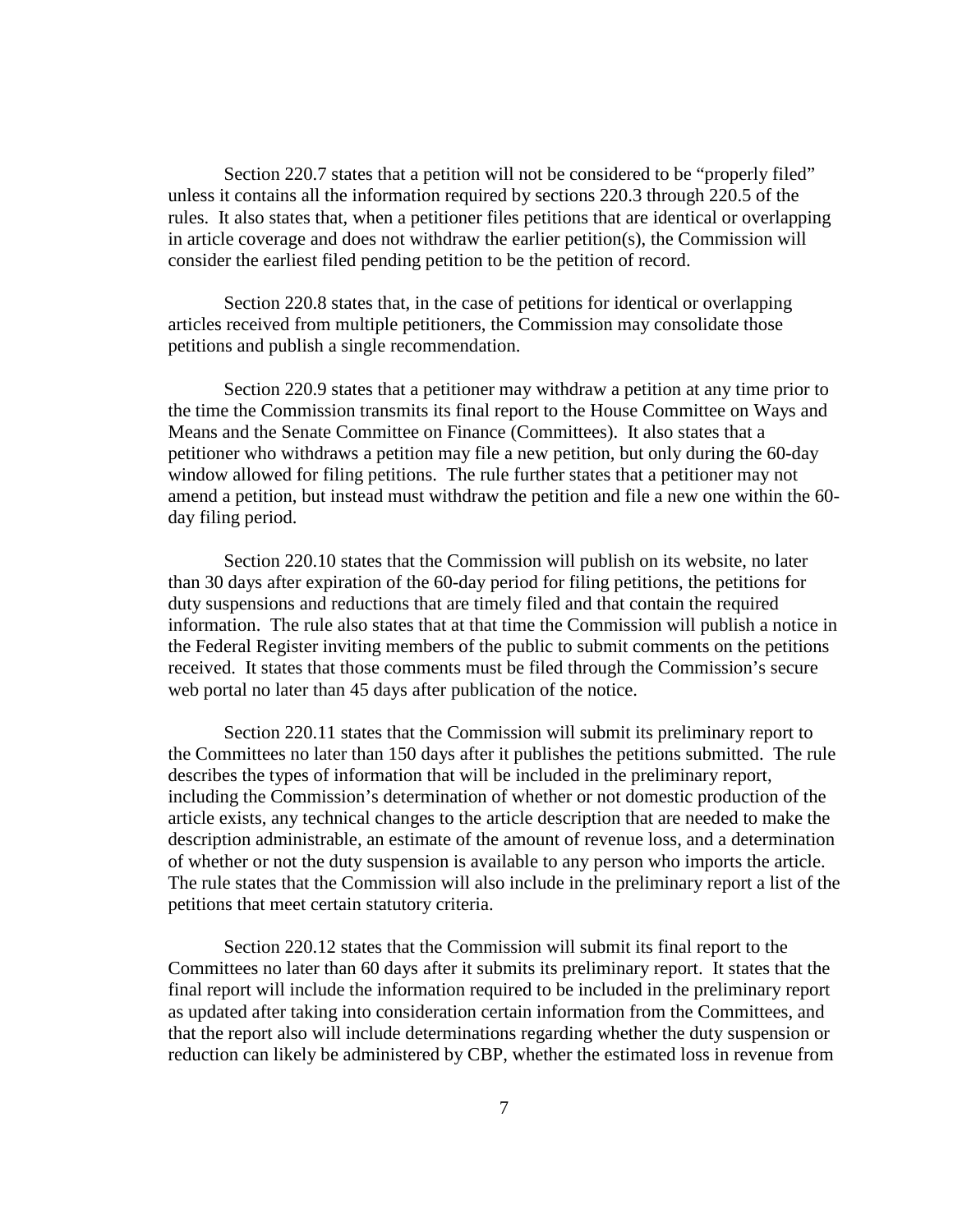Section 220.7 states that a petition will not be considered to be "properly filed" unless it contains all the information required by sections 220.3 through 220.5 of the rules. It also states that, when a petitioner files petitions that are identical or overlapping in article coverage and does not withdraw the earlier petition(s), the Commission will consider the earliest filed pending petition to be the petition of record.

Section 220.8 states that, in the case of petitions for identical or overlapping articles received from multiple petitioners, the Commission may consolidate those petitions and publish a single recommendation.

Section 220.9 states that a petitioner may withdraw a petition at any time prior to the time the Commission transmits its final report to the House Committee on Ways and Means and the Senate Committee on Finance (Committees). It also states that a petitioner who withdraws a petition may file a new petition, but only during the 60-day window allowed for filing petitions. The rule further states that a petitioner may not amend a petition, but instead must withdraw the petition and file a new one within the 60-day filing period.

Section 220.10 states that the Commission will publish on its website, no later than 30 days after expiration of the 60-day period for filing petitions, the petitions for duty suspensions and reductions that are timely filed and that contain the required information. The rule also states that at that time the Commission will publish a notice in the Federal Register inviting members of the public to submit comments on the petitions received. It states that those comments must be filed through the Commission's secure web portal no later than 45 days after publication of the notice.

Section 220.11 states that the Commission will submit its preliminary report to the Committees no later than 150 days after it publishes the petitions submitted. The rule describes the types of information that will be included in the preliminary report, including the Commission's determination of whether or not domestic production of the article exists, any technical changes to the article description that are needed to make the description administrable, an estimate of the amount of revenue loss, and a determination of whether or not the duty suspension is available to any person who imports the article. The rule states that the Commission will also include in the preliminary report a list of the petitions that meet certain statutory criteria.

Section 220.12 states that the Commission will submit its final report to the Committees no later than 60 days after it submits its preliminary report. It states that the final report will include the information required to be included in the preliminary report as updated after taking into consideration certain information from the Committees, and that the report also will include determinations regarding whether the duty suspension or reduction can likely be administered by CBP, whether the estimated loss in revenue from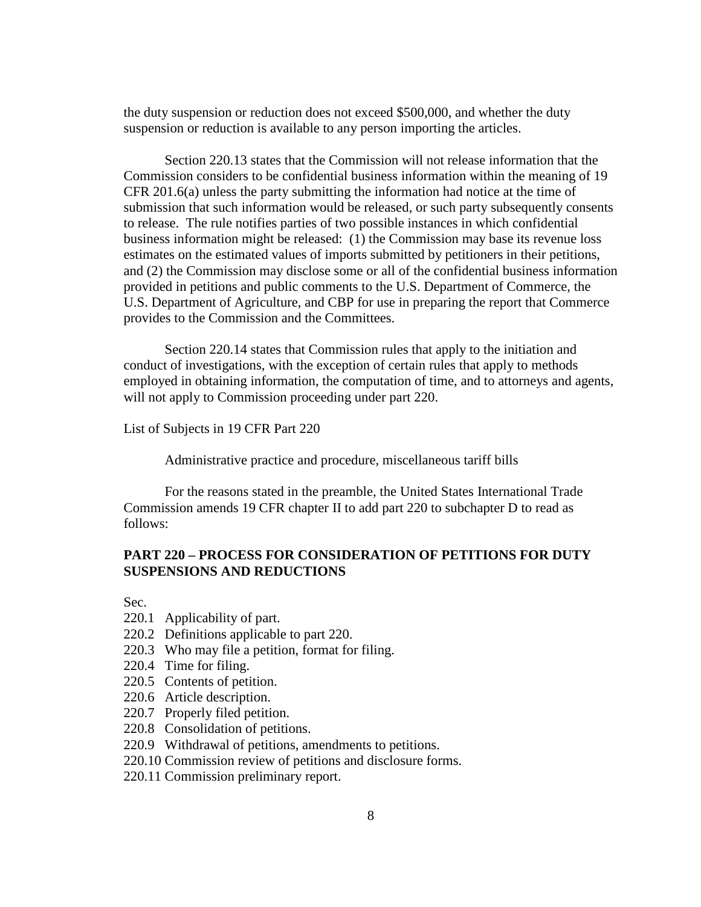the duty suspension or reduction does not exceed $500,000, and whether the duty suspension or reduction is available to any person importing the articles.

Section 220.13 states that the Commission will not release information that the Commission considers to be confidential business information within the meaning of 19 CFR 201.6(a) unless the party submitting the information had notice at the time of submission that such information would be released, or such party subsequently consents to release. The rule notifies parties of two possible instances in which confidential business information might be released: (1) the Commission may base its revenue loss estimates on the estimated values of imports submitted by petitioners in their petitions, and (2) the Commission may disclose some or all of the confidential business information provided in petitions and public comments to the U.S. Department of Commerce, the U.S. Department of Agriculture, and CBP for use in preparing the report that Commerce provides to the Commission and the Committees.

Section 220.14 states that Commission rules that apply to the initiation and conduct of investigations, with the exception of certain rules that apply to methods employed in obtaining information, the computation of time, and to attorneys and agents, will not apply to Commission proceeding under part 220.

List of Subjects in 19 CFR Part 220

Administrative practice and procedure, miscellaneous tariff bills

For the reasons stated in the preamble, the United States International Trade Commission amends 19 CFR chapter II to add part 220 to subchapter D to read as follows:

## PART 220 – PROCESS FOR CONSIDERATION OF PETITIONS FOR DUTY SUSPENSIONS AND REDUCTIONS

Sec.

220.1 Applicability of part.
220.2 Definitions applicable to part 220.
220.3 Who may file a petition, format for filing.
220.4 Time for filing.
220.5 Contents of petition.
220.6 Article description.
220.7 Properly filed petition.
220.8 Consolidation of petitions.
220.9 Withdrawal of petitions, amendments to petitions.
220.10 Commission review of petitions and disclosure forms.
220.11 Commission preliminary report.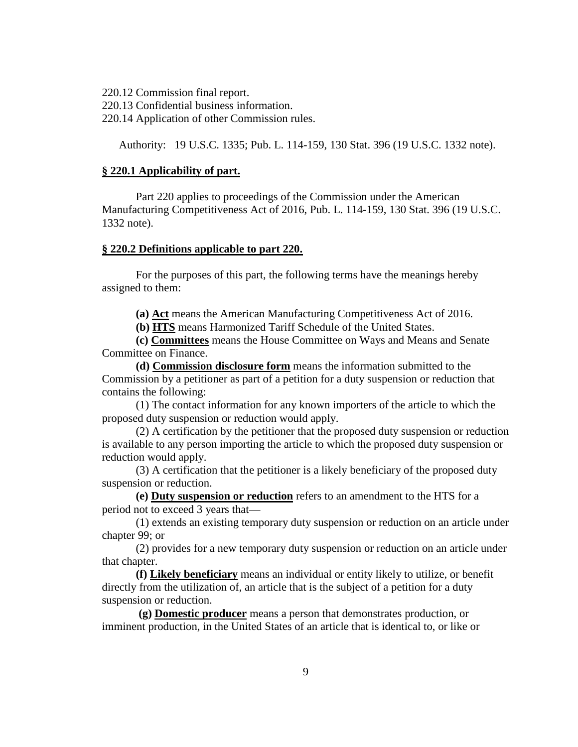220.12 Commission final report.
220.13 Confidential business information.
220.14 Application of other Commission rules.

Authority: 19 U.S.C. 1335; Pub. L. 114-159, 130 Stat. 396 (19 U.S.C. 1332 note).

### § 220.1 Applicability of part.

Part 220 applies to proceedings of the Commission under the American Manufacturing Competitiveness Act of 2016, Pub. L. 114-159, 130 Stat. 396 (19 U.S.C. 1332 note).

### § 220.2 Definitions applicable to part 220.

For the purposes of this part, the following terms have the meanings hereby assigned to them:

**(a) Act** means the American Manufacturing Competitiveness Act of 2016.

**(b) HTS** means Harmonized Tariff Schedule of the United States.

**(c) Committees** means the House Committee on Ways and Means and Senate Committee on Finance.

**(d) Commission disclosure form** means the information submitted to the Commission by a petitioner as part of a petition for a duty suspension or reduction that contains the following:

(1) The contact information for any known importers of the article to which the proposed duty suspension or reduction would apply.

(2) A certification by the petitioner that the proposed duty suspension or reduction is available to any person importing the article to which the proposed duty suspension or reduction would apply.

(3) A certification that the petitioner is a likely beneficiary of the proposed duty suspension or reduction.

**(e) Duty suspension or reduction** refers to an amendment to the HTS for a period not to exceed 3 years that—

(1) extends an existing temporary duty suspension or reduction on an article under chapter 99; or

(2) provides for a new temporary duty suspension or reduction on an article under that chapter.

**(f) Likely beneficiary** means an individual or entity likely to utilize, or benefit directly from the utilization of, an article that is the subject of a petition for a duty suspension or reduction.

**(g) Domestic producer** means a person that demonstrates production, or imminent production, in the United States of an article that is identical to, or like or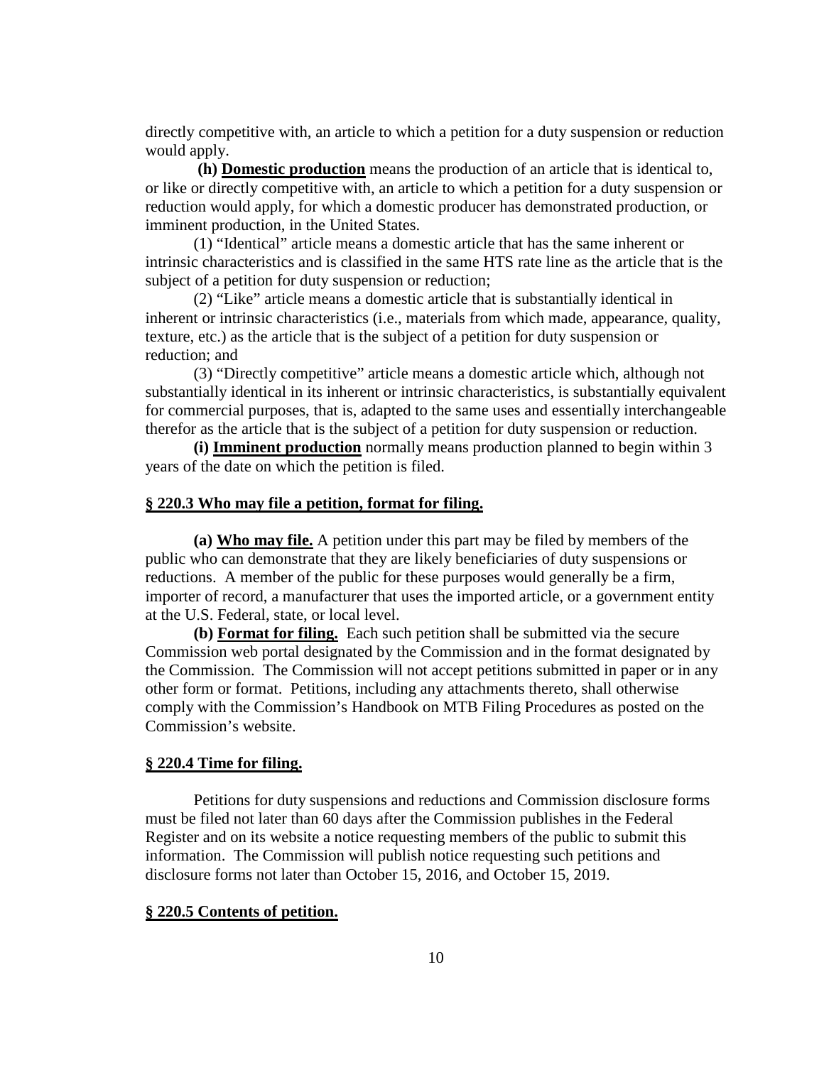directly competitive with, an article to which a petition for a duty suspension or reduction would apply.

**(h) Domestic production** means the production of an article that is identical to, or like or directly competitive with, an article to which a petition for a duty suspension or reduction would apply, for which a domestic producer has demonstrated production, or imminent production, in the United States.

(1) "Identical" article means a domestic article that has the same inherent or intrinsic characteristics and is classified in the same HTS rate line as the article that is the subject of a petition for duty suspension or reduction;

(2) "Like" article means a domestic article that is substantially identical in inherent or intrinsic characteristics (i.e., materials from which made, appearance, quality, texture, etc.) as the article that is the subject of a petition for duty suspension or reduction; and

(3) "Directly competitive" article means a domestic article which, although not substantially identical in its inherent or intrinsic characteristics, is substantially equivalent for commercial purposes, that is, adapted to the same uses and essentially interchangeable therefor as the article that is the subject of a petition for duty suspension or reduction.

**(i) Imminent production** normally means production planned to begin within 3 years of the date on which the petition is filed.

### § 220.3 Who may file a petition, format for filing.

**(a) Who may file.** A petition under this part may be filed by members of the public who can demonstrate that they are likely beneficiaries of duty suspensions or reductions. A member of the public for these purposes would generally be a firm, importer of record, a manufacturer that uses the imported article, or a government entity at the U.S. Federal, state, or local level.

**(b) Format for filing.** Each such petition shall be submitted via the secure Commission web portal designated by the Commission and in the format designated by the Commission. The Commission will not accept petitions submitted in paper or in any other form or format. Petitions, including any attachments thereto, shall otherwise comply with the Commission's Handbook on MTB Filing Procedures as posted on the Commission's website.

### § 220.4 Time for filing.

Petitions for duty suspensions and reductions and Commission disclosure forms must be filed not later than 60 days after the Commission publishes in the Federal Register and on its website a notice requesting members of the public to submit this information. The Commission will publish notice requesting such petitions and disclosure forms not later than October 15, 2016, and October 15, 2019.

### § 220.5 Contents of petition.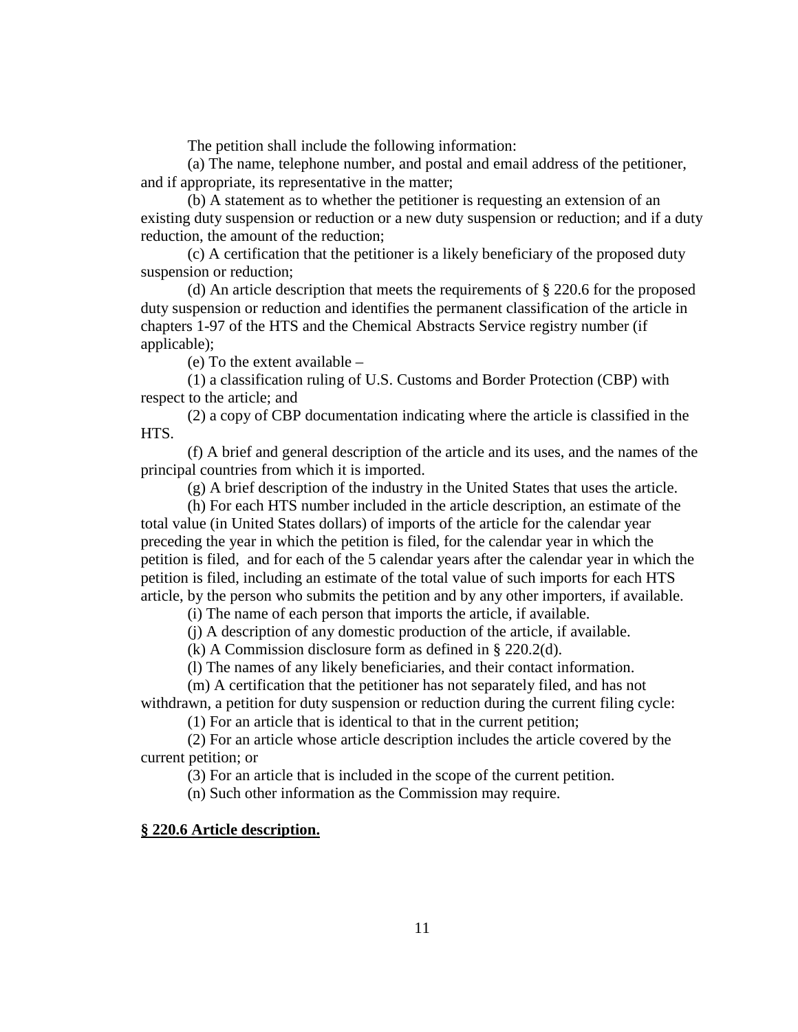The petition shall include the following information:

(a) The name, telephone number, and postal and email address of the petitioner, and if appropriate, its representative in the matter;

(b) A statement as to whether the petitioner is requesting an extension of an existing duty suspension or reduction or a new duty suspension or reduction; and if a duty reduction, the amount of the reduction;

(c) A certification that the petitioner is a likely beneficiary of the proposed duty suspension or reduction;

(d) An article description that meets the requirements of § 220.6 for the proposed duty suspension or reduction and identifies the permanent classification of the article in chapters 1-97 of the HTS and the Chemical Abstracts Service registry number (if applicable);

(e) To the extent available –

(1) a classification ruling of U.S. Customs and Border Protection (CBP) with respect to the article; and

(2) a copy of CBP documentation indicating where the article is classified in the HTS.

(f) A brief and general description of the article and its uses, and the names of the principal countries from which it is imported.

(g) A brief description of the industry in the United States that uses the article.

(h) For each HTS number included in the article description, an estimate of the total value (in United States dollars) of imports of the article for the calendar year preceding the year in which the petition is filed, for the calendar year in which the petition is filed, and for each of the 5 calendar years after the calendar year in which the petition is filed, including an estimate of the total value of such imports for each HTS article, by the person who submits the petition and by any other importers, if available.

(i) The name of each person that imports the article, if available.

(j) A description of any domestic production of the article, if available.

(k) A Commission disclosure form as defined in § 220.2(d).

(l) The names of any likely beneficiaries, and their contact information.

(m) A certification that the petitioner has not separately filed, and has not withdrawn, a petition for duty suspension or reduction during the current filing cycle:

(1) For an article that is identical to that in the current petition;

(2) For an article whose article description includes the article covered by the current petition; or

(3) For an article that is included in the scope of the current petition.

(n) Such other information as the Commission may require.

**§ 220.6 Article description.**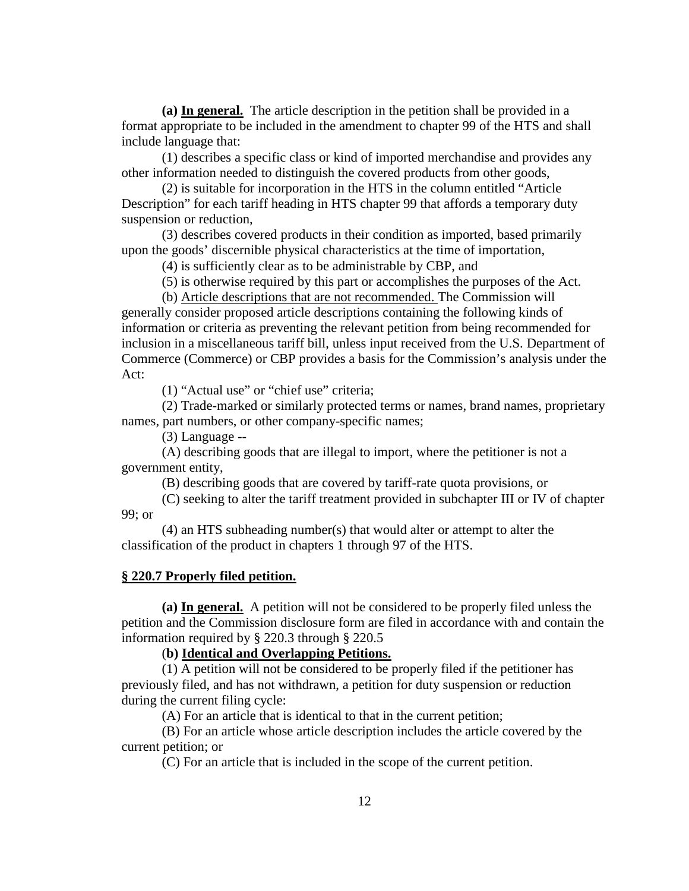**(a) In general.** The article description in the petition shall be provided in a format appropriate to be included in the amendment to chapter 99 of the HTS and shall include language that:

(1) describes a specific class or kind of imported merchandise and provides any other information needed to distinguish the covered products from other goods,

(2) is suitable for incorporation in the HTS in the column entitled "Article Description" for each tariff heading in HTS chapter 99 that affords a temporary duty suspension or reduction,

(3) describes covered products in their condition as imported, based primarily upon the goods' discernible physical characteristics at the time of importation,

(4) is sufficiently clear as to be administrable by CBP, and

(5) is otherwise required by this part or accomplishes the purposes of the Act.

(b) Article descriptions that are not recommended. The Commission will generally consider proposed article descriptions containing the following kinds of information or criteria as preventing the relevant petition from being recommended for inclusion in a miscellaneous tariff bill, unless input received from the U.S. Department of Commerce (Commerce) or CBP provides a basis for the Commission's analysis under the Act:

(1) "Actual use" or "chief use" criteria;

(2) Trade-marked or similarly protected terms or names, brand names, proprietary names, part numbers, or other company-specific names;

(3) Language --

(A) describing goods that are illegal to import, where the petitioner is not a government entity,

(B) describing goods that are covered by tariff-rate quota provisions, or

(C) seeking to alter the tariff treatment provided in subchapter III or IV of chapter 99; or

(4) an HTS subheading number(s) that would alter or attempt to alter the classification of the product in chapters 1 through 97 of the HTS.

## § 220.7 Properly filed petition.

**(a) In general.** A petition will not be considered to be properly filed unless the petition and the Commission disclosure form are filed in accordance with and contain the information required by § 220.3 through § 220.5

**(b) Identical and Overlapping Petitions.**

(1) A petition will not be considered to be properly filed if the petitioner has previously filed, and has not withdrawn, a petition for duty suspension or reduction during the current filing cycle:

(A) For an article that is identical to that in the current petition;

(B) For an article whose article description includes the article covered by the current petition; or

(C) For an article that is included in the scope of the current petition.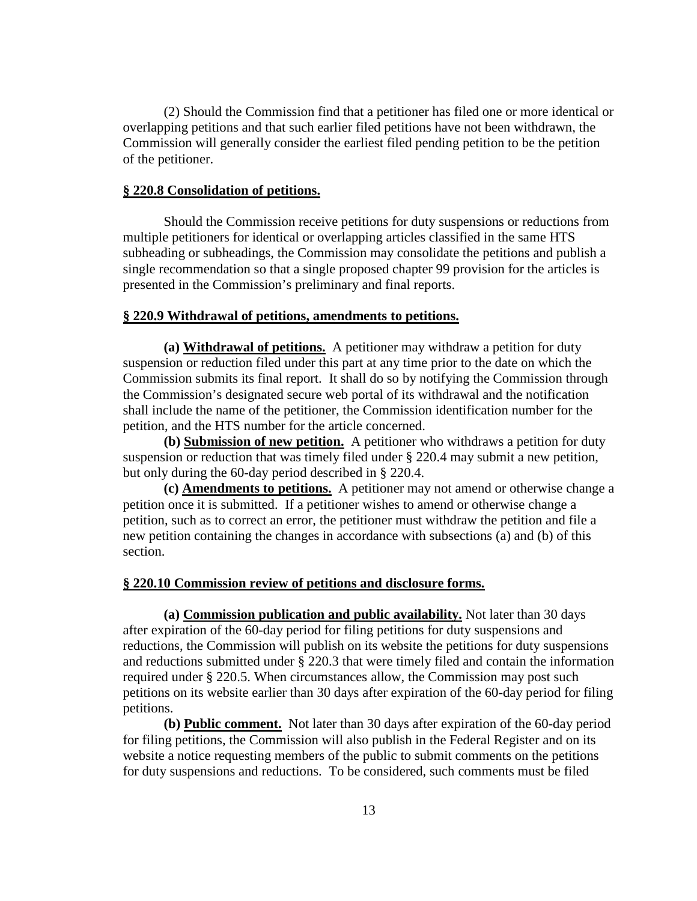(2) Should the Commission find that a petitioner has filed one or more identical or overlapping petitions and that such earlier filed petitions have not been withdrawn, the Commission will generally consider the earliest filed pending petition to be the petition of the petitioner.

**§ 220.8 Consolidation of petitions.**

Should the Commission receive petitions for duty suspensions or reductions from multiple petitioners for identical or overlapping articles classified in the same HTS subheading or subheadings, the Commission may consolidate the petitions and publish a single recommendation so that a single proposed chapter 99 provision for the articles is presented in the Commission's preliminary and final reports.

**§ 220.9 Withdrawal of petitions, amendments to petitions.**

**(a) Withdrawal of petitions.** A petitioner may withdraw a petition for duty suspension or reduction filed under this part at any time prior to the date on which the Commission submits its final report. It shall do so by notifying the Commission through the Commission's designated secure web portal of its withdrawal and the notification shall include the name of the petitioner, the Commission identification number for the petition, and the HTS number for the article concerned.

**(b) Submission of new petition.** A petitioner who withdraws a petition for duty suspension or reduction that was timely filed under § 220.4 may submit a new petition, but only during the 60-day period described in § 220.4.

**(c) Amendments to petitions.** A petitioner may not amend or otherwise change a petition once it is submitted. If a petitioner wishes to amend or otherwise change a petition, such as to correct an error, the petitioner must withdraw the petition and file a new petition containing the changes in accordance with subsections (a) and (b) of this section.

**§ 220.10 Commission review of petitions and disclosure forms.**

**(a) Commission publication and public availability.** Not later than 30 days after expiration of the 60-day period for filing petitions for duty suspensions and reductions, the Commission will publish on its website the petitions for duty suspensions and reductions submitted under § 220.3 that were timely filed and contain the information required under § 220.5. When circumstances allow, the Commission may post such petitions on its website earlier than 30 days after expiration of the 60-day period for filing petitions.

**(b) Public comment.** Not later than 30 days after expiration of the 60-day period for filing petitions, the Commission will also publish in the Federal Register and on its website a notice requesting members of the public to submit comments on the petitions for duty suspensions and reductions. To be considered, such comments must be filed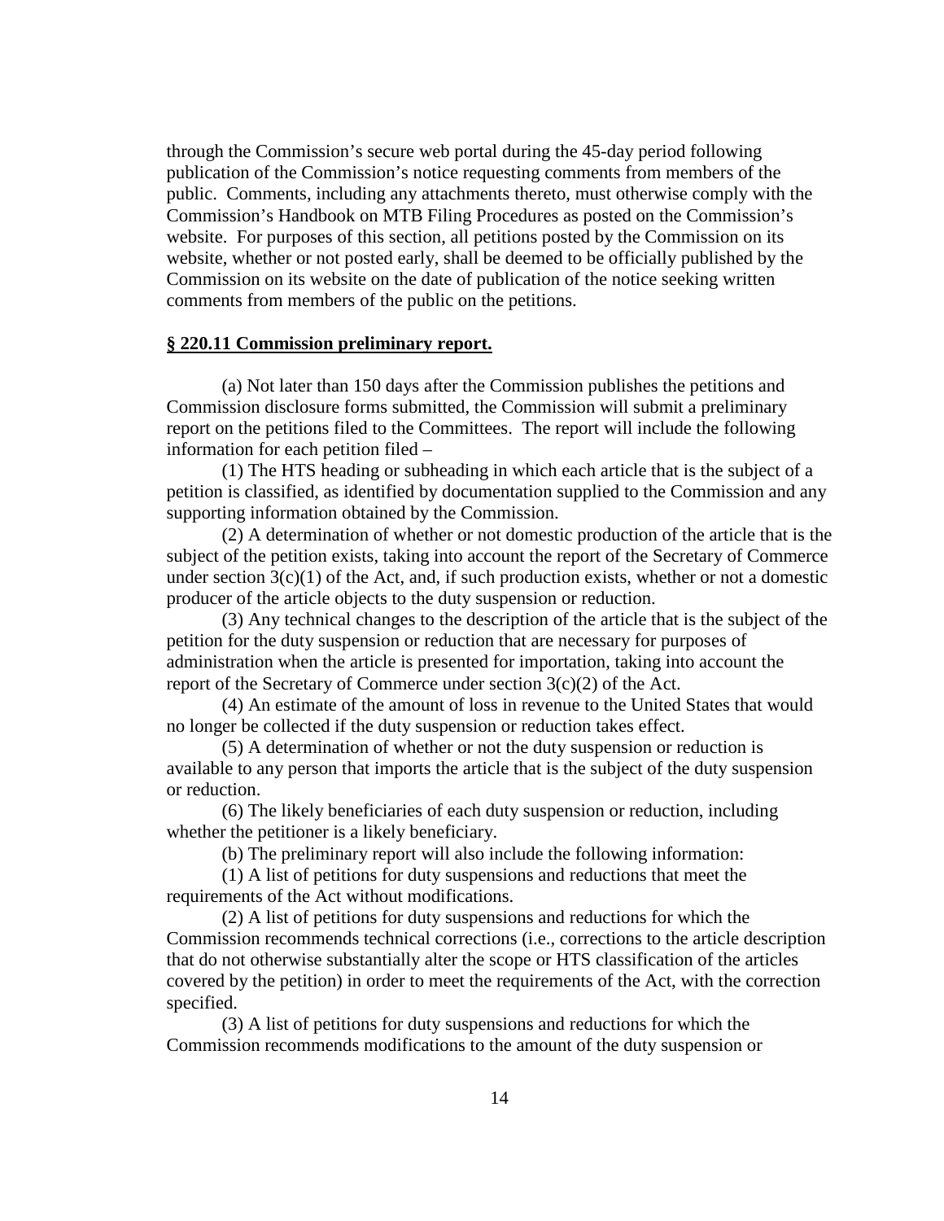through the Commission's secure web portal during the 45-day period following publication of the Commission's notice requesting comments from members of the public. Comments, including any attachments thereto, must otherwise comply with the Commission's Handbook on MTB Filing Procedures as posted on the Commission's website. For purposes of this section, all petitions posted by the Commission on its website, whether or not posted early, shall be deemed to be officially published by the Commission on its website on the date of publication of the notice seeking written comments from members of the public on the petitions.

**§ 220.11 Commission preliminary report.**

(a) Not later than 150 days after the Commission publishes the petitions and Commission disclosure forms submitted, the Commission will submit a preliminary report on the petitions filed to the Committees. The report will include the following information for each petition filed –

(1) The HTS heading or subheading in which each article that is the subject of a petition is classified, as identified by documentation supplied to the Commission and any supporting information obtained by the Commission.

(2) A determination of whether or not domestic production of the article that is the subject of the petition exists, taking into account the report of the Secretary of Commerce under section 3(c)(1) of the Act, and, if such production exists, whether or not a domestic producer of the article objects to the duty suspension or reduction.

(3) Any technical changes to the description of the article that is the subject of the petition for the duty suspension or reduction that are necessary for purposes of administration when the article is presented for importation, taking into account the report of the Secretary of Commerce under section 3(c)(2) of the Act.

(4) An estimate of the amount of loss in revenue to the United States that would no longer be collected if the duty suspension or reduction takes effect.

(5) A determination of whether or not the duty suspension or reduction is available to any person that imports the article that is the subject of the duty suspension or reduction.

(6) The likely beneficiaries of each duty suspension or reduction, including whether the petitioner is a likely beneficiary.

(b) The preliminary report will also include the following information:

(1) A list of petitions for duty suspensions and reductions that meet the requirements of the Act without modifications.

(2) A list of petitions for duty suspensions and reductions for which the Commission recommends technical corrections (i.e., corrections to the article description that do not otherwise substantially alter the scope or HTS classification of the articles covered by the petition) in order to meet the requirements of the Act, with the correction specified.

(3) A list of petitions for duty suspensions and reductions for which the Commission recommends modifications to the amount of the duty suspension or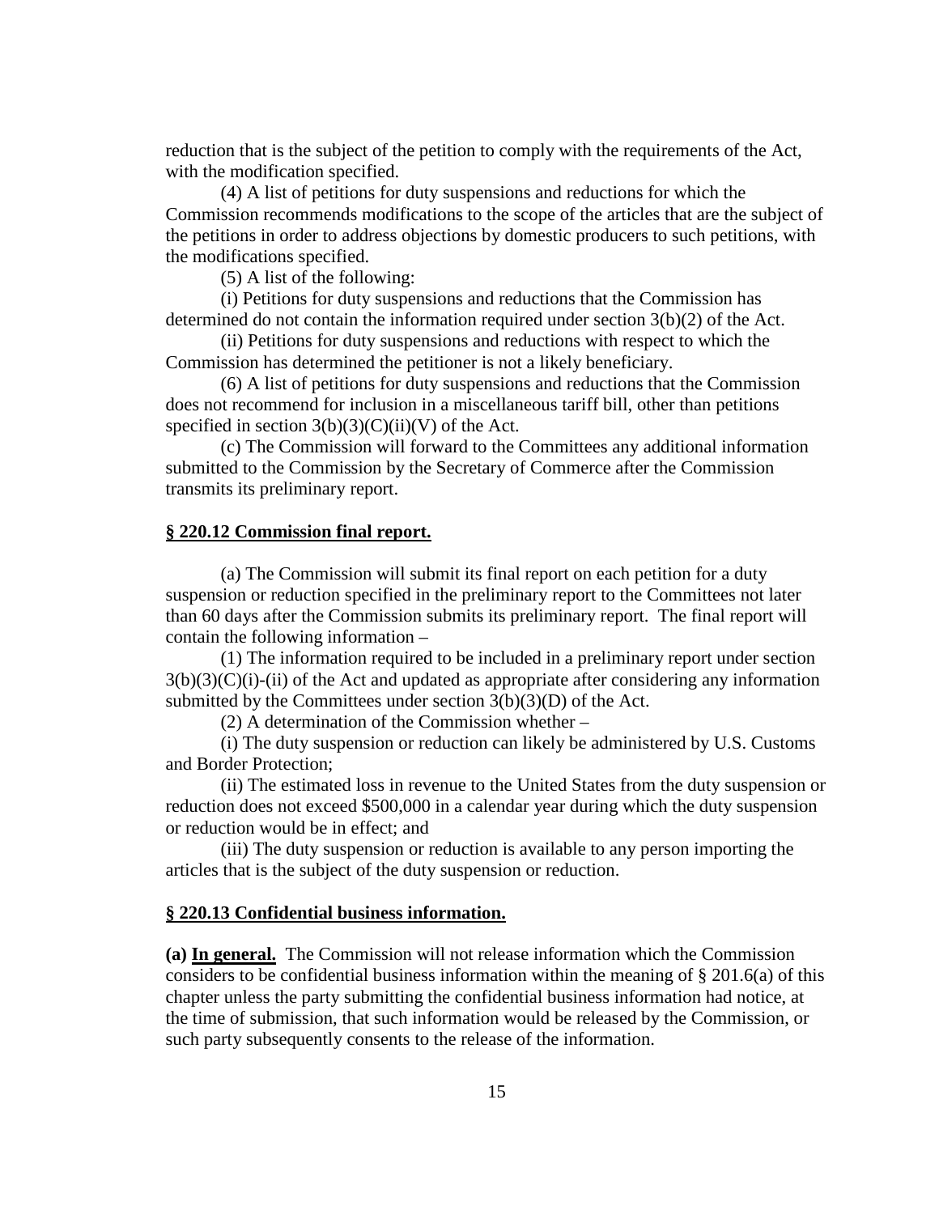reduction that is the subject of the petition to comply with the requirements of the Act, with the modification specified.

(4) A list of petitions for duty suspensions and reductions for which the Commission recommends modifications to the scope of the articles that are the subject of the petitions in order to address objections by domestic producers to such petitions, with the modifications specified.

(5) A list of the following:

(i) Petitions for duty suspensions and reductions that the Commission has determined do not contain the information required under section 3(b)(2) of the Act.

(ii) Petitions for duty suspensions and reductions with respect to which the Commission has determined the petitioner is not a likely beneficiary.

(6) A list of petitions for duty suspensions and reductions that the Commission does not recommend for inclusion in a miscellaneous tariff bill, other than petitions specified in section 3(b)(3)(C)(ii)(V) of the Act.

(c) The Commission will forward to the Committees any additional information submitted to the Commission by the Secretary of Commerce after the Commission transmits its preliminary report.

**§ 220.12 Commission final report.**

(a) The Commission will submit its final report on each petition for a duty suspension or reduction specified in the preliminary report to the Committees not later than 60 days after the Commission submits its preliminary report. The final report will contain the following information –

(1) The information required to be included in a preliminary report under section 3(b)(3)(C)(i)-(ii) of the Act and updated as appropriate after considering any information submitted by the Committees under section 3(b)(3)(D) of the Act.

(2) A determination of the Commission whether –

(i) The duty suspension or reduction can likely be administered by U.S. Customs and Border Protection;

(ii) The estimated loss in revenue to the United States from the duty suspension or reduction does not exceed $500,000 in a calendar year during which the duty suspension or reduction would be in effect; and

(iii) The duty suspension or reduction is available to any person importing the articles that is the subject of the duty suspension or reduction.

**§ 220.13 Confidential business information.**

**(a) In general.** The Commission will not release information which the Commission considers to be confidential business information within the meaning of § 201.6(a) of this chapter unless the party submitting the confidential business information had notice, at the time of submission, that such information would be released by the Commission, or such party subsequently consents to the release of the information.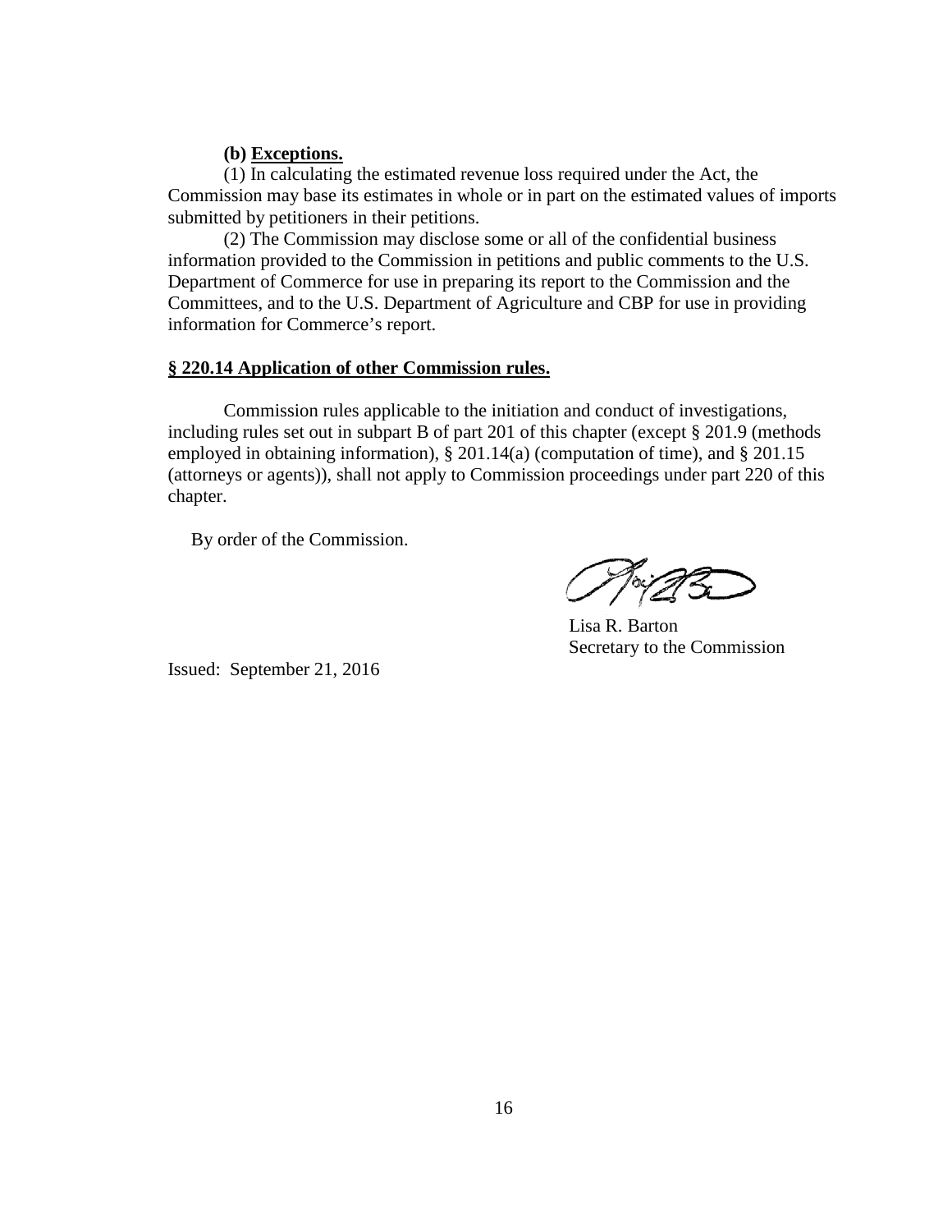**(b) Exceptions.**

(1) In calculating the estimated revenue loss required under the Act, the Commission may base its estimates in whole or in part on the estimated values of imports submitted by petitioners in their petitions.

(2) The Commission may disclose some or all of the confidential business information provided to the Commission in petitions and public comments to the U.S. Department of Commerce for use in preparing its report to the Commission and the Committees, and to the U.S. Department of Agriculture and CBP for use in providing information for Commerce's report.

**§ 220.14 Application of other Commission rules.**

Commission rules applicable to the initiation and conduct of investigations, including rules set out in subpart B of part 201 of this chapter (except § 201.9 (methods employed in obtaining information), § 201.14(a) (computation of time), and § 201.15 (attorneys or agents)), shall not apply to Commission proceedings under part 220 of this chapter.

By order of the Commission.

Lisa R. Barton
Secretary to the Commission

Issued: September 21, 2016